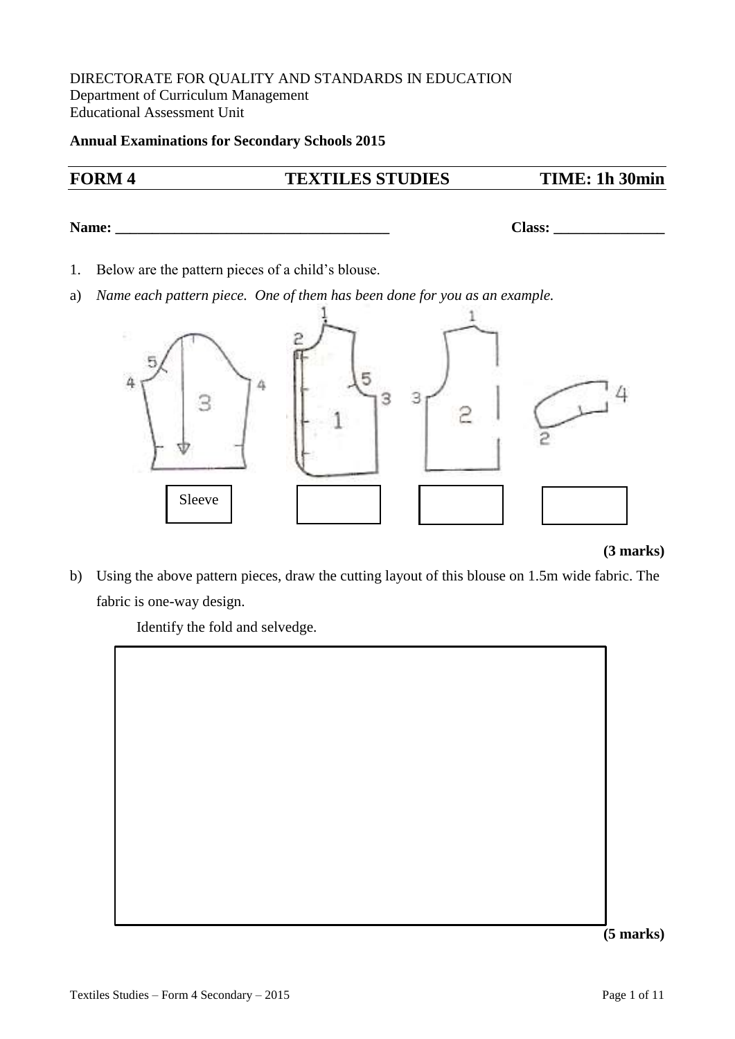DIRECTORATE FOR QUALITY AND STANDARDS IN EDUCATION
Department of Curriculum Management
Educational Assessment Unit

**Annual Examinations for Secondary Schools 2015**

| **FORM 4** | **TEXTILES STUDIES** | **TIME: 1h 30min** |
|---|---|---|

**Name:** ______________________________________ **Class:** _______________

1. Below are the pattern pieces of a child's blouse.

a) *Name each pattern piece. One of them has been done for you as an example.*

| Sleeve | | | |
|---|---|---|---|

**(3 marks)**

b) Using the above pattern pieces, draw the cutting layout of this blouse on 1.5m wide fabric. The fabric is one-way design.

Identify the fold and selvedge.

**(5 marks)**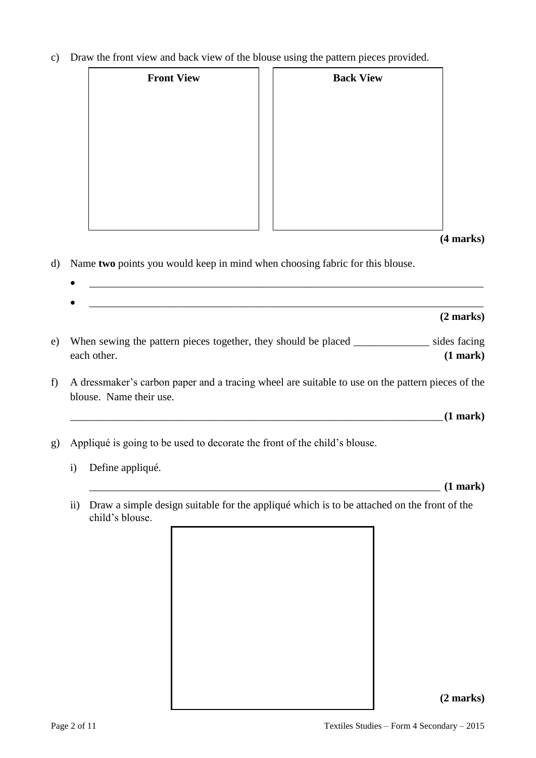c) Draw the front view and back view of the blouse using the pattern pieces provided.

| Front View | Back View |
|---|---|
| | |

**(4 marks)**

d) Name **two** points you would keep in mind when choosing fabric for this blouse.

- ___________________________________________________________________________
- ___________________________________________________________________________

**(2 marks)**

e) When sewing the pattern pieces together, they should be placed ______________ sides facing each other. **(1 mark)**

f) A dressmaker's carbon paper and a tracing wheel are suitable to use on the pattern pieces of the blouse. Name their use.

_______________________________________________________________________ **(1 mark)**

g) Appliqué is going to be used to decorate the front of the child's blouse.

   i) Define appliqué.

   ____________________________________________________________________ **(1 mark)**

   ii) Draw a simple design suitable for the appliqué which is to be attached on the front of the child's blouse.

**(2 marks)**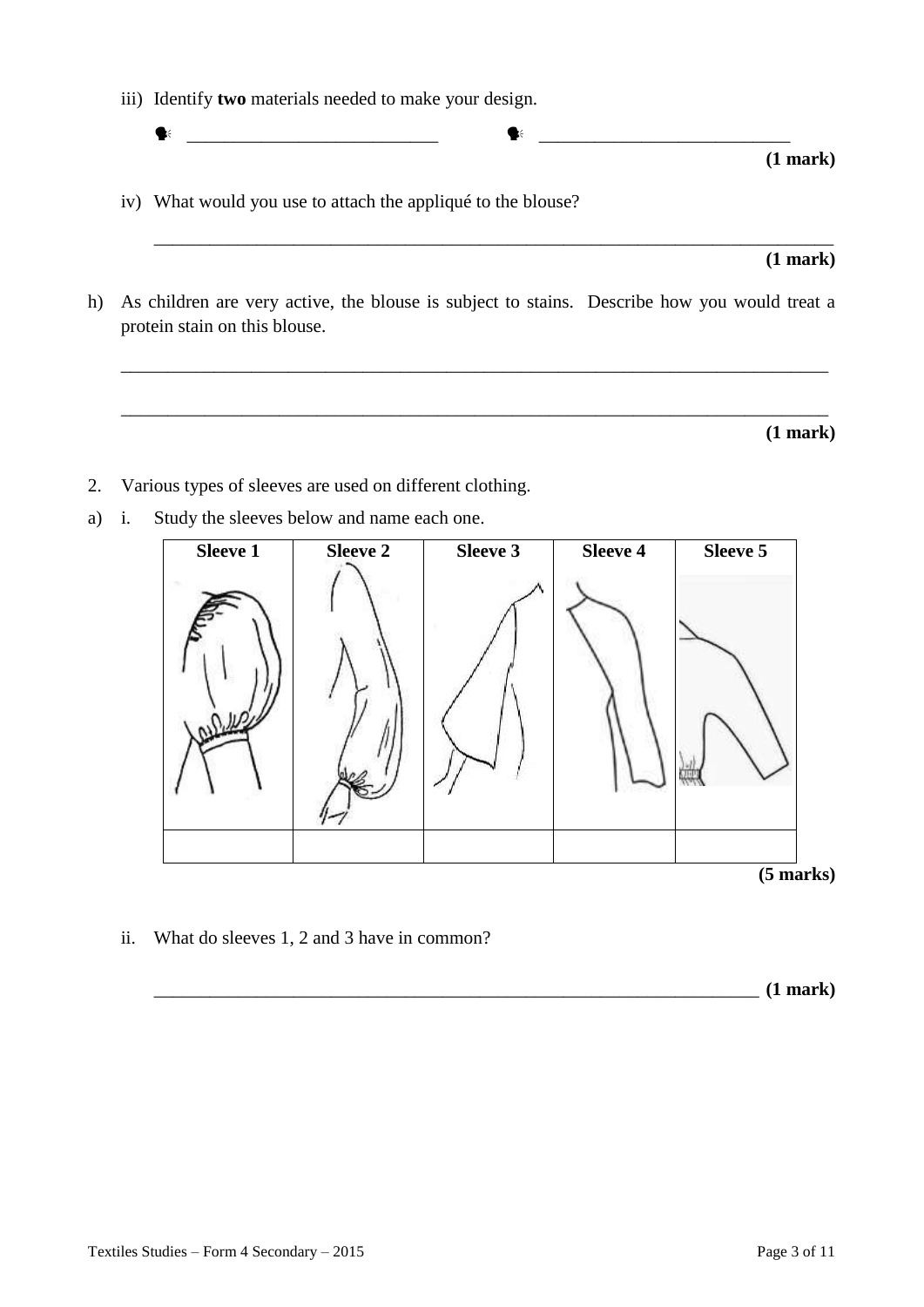iii) Identify **two** materials needed to make your design.

- ___________________________ 
- ___________________________

**(1 mark)**

iv) What would you use to attach the appliqué to the blouse?

_____________________________________________________________________________

**(1 mark)**

h) As children are very active, the blouse is subject to stains. Describe how you would treat a protein stain on this blouse.

_____________________________________________________________________________

_____________________________________________________________________________

**(1 mark)**

2. Various types of sleeves are used on different clothing.

a) i. Study the sleeves below and name each one.

| **Sleeve 1** | **Sleeve 2** | **Sleeve 3** | **Sleeve 4** | **Sleeve 5** |
|---|---|---|---|---|
| | | | | |
| | | | | |

**(5 marks)**

ii. What do sleeves 1, 2 and 3 have in common?

_________________________________________________________________ **(1 mark)**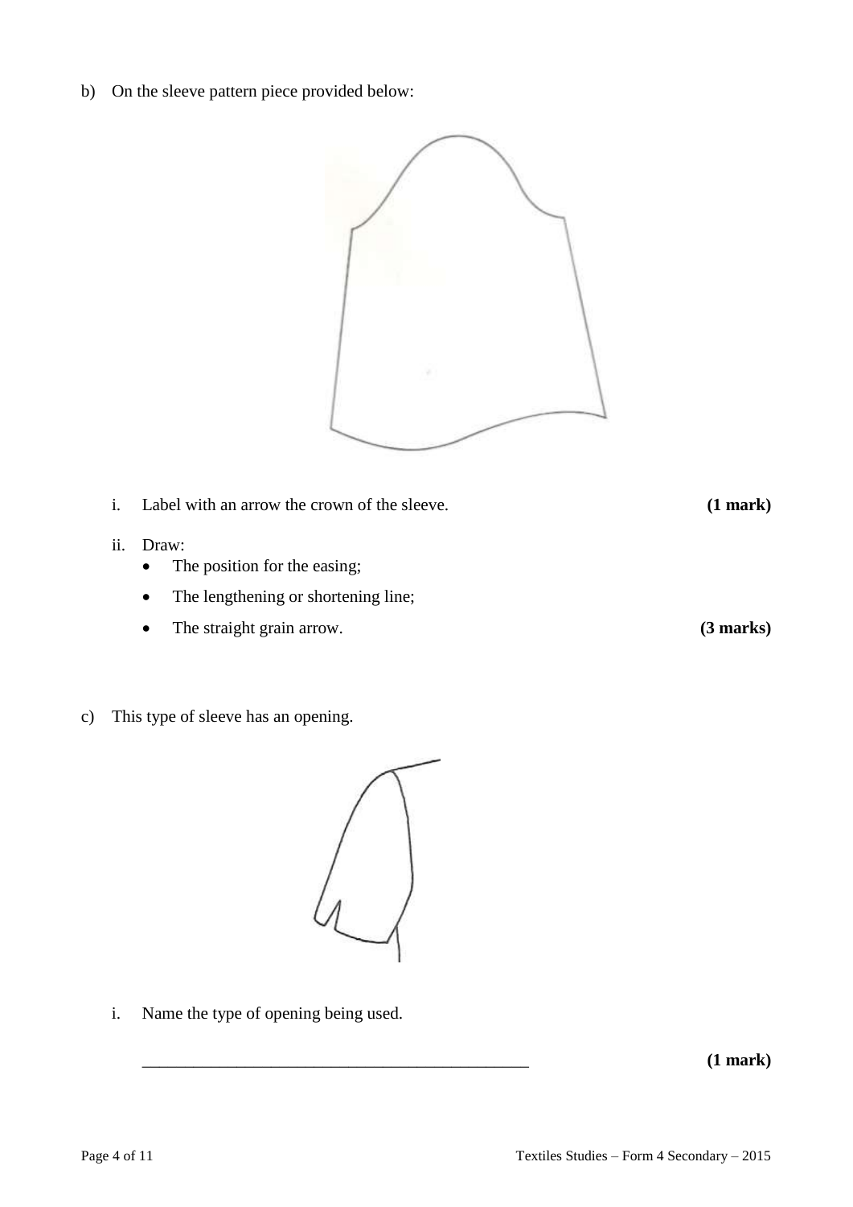b) On the sleeve pattern piece provided below:

i. Label with an arrow the crown of the sleeve. **(1 mark)**

ii. Draw:
- The position for the easing;
- The lengthening or shortening line;
- The straight grain arrow. **(3 marks)**

c) This type of sleeve has an opening.

i. Name the type of opening being used.

_____________________________________________ **(1 mark)**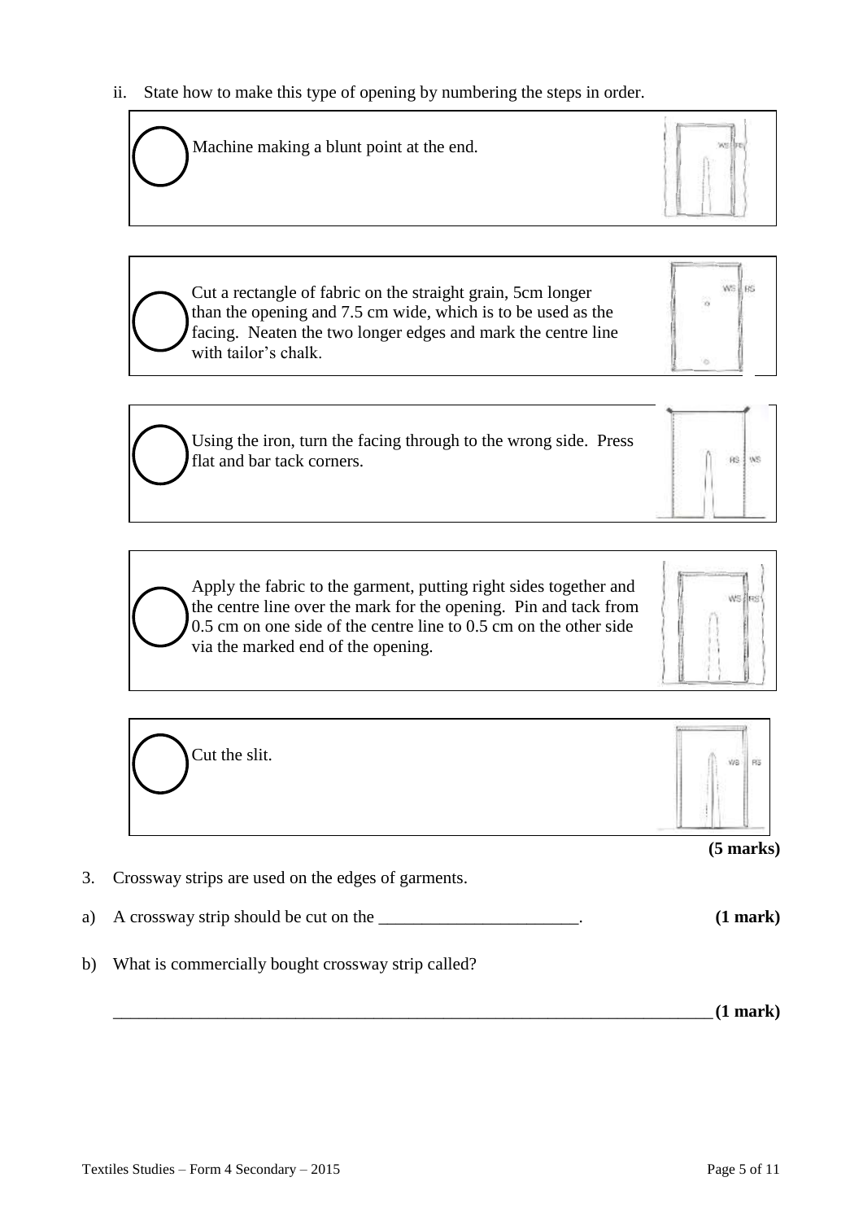ii. State how to make this type of opening by numbering the steps in order.

◯ Machine making a blunt point at the end.

◯ Cut a rectangle of fabric on the straight grain, 5cm longer than the opening and 7.5 cm wide, which is to be used as the facing. Neaten the two longer edges and mark the centre line with tailor's chalk.

◯ Using the iron, turn the facing through to the wrong side. Press flat and bar tack corners.

◯ Apply the fabric to the garment, putting right sides together and the centre line over the mark for the opening. Pin and tack from 0.5 cm on one side of the centre line to 0.5 cm on the other side via the marked end of the opening.

◯ Cut the slit.

**(5 marks)**

3. Crossway strips are used on the edges of garments.

a) A crossway strip should be cut on the _______________________. **(1 mark)**

b) What is commercially bought crossway strip called?

_______________________________________________________________________ **(1 mark)**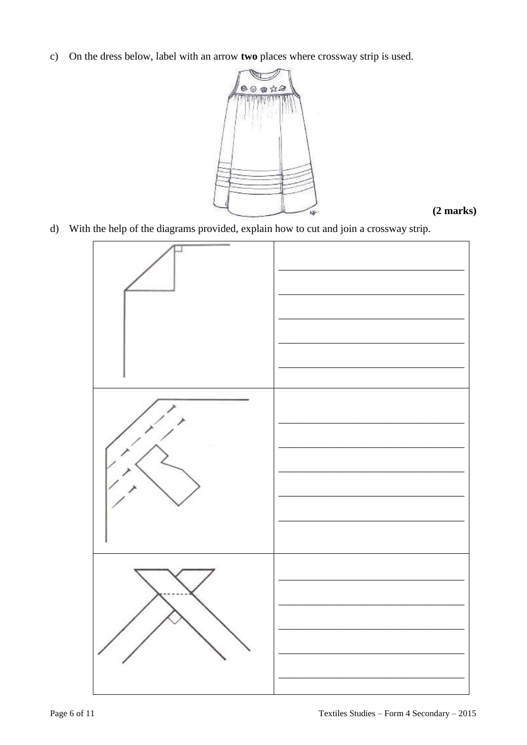c) On the dress below, label with an arrow **two** places where crossway strip is used.

**(2 marks)**

d) With the help of the diagrams provided, explain how to cut and join a crossway strip.

| | |
|---|---|
| | ______________________________ ______________________________ ______________________________ ______________________________ ______________________________ |
| | ______________________________ ______________________________ ______________________________ ______________________________ ______________________________ |
| | ______________________________ ______________________________ ______________________________ ______________________________ ______________________________ |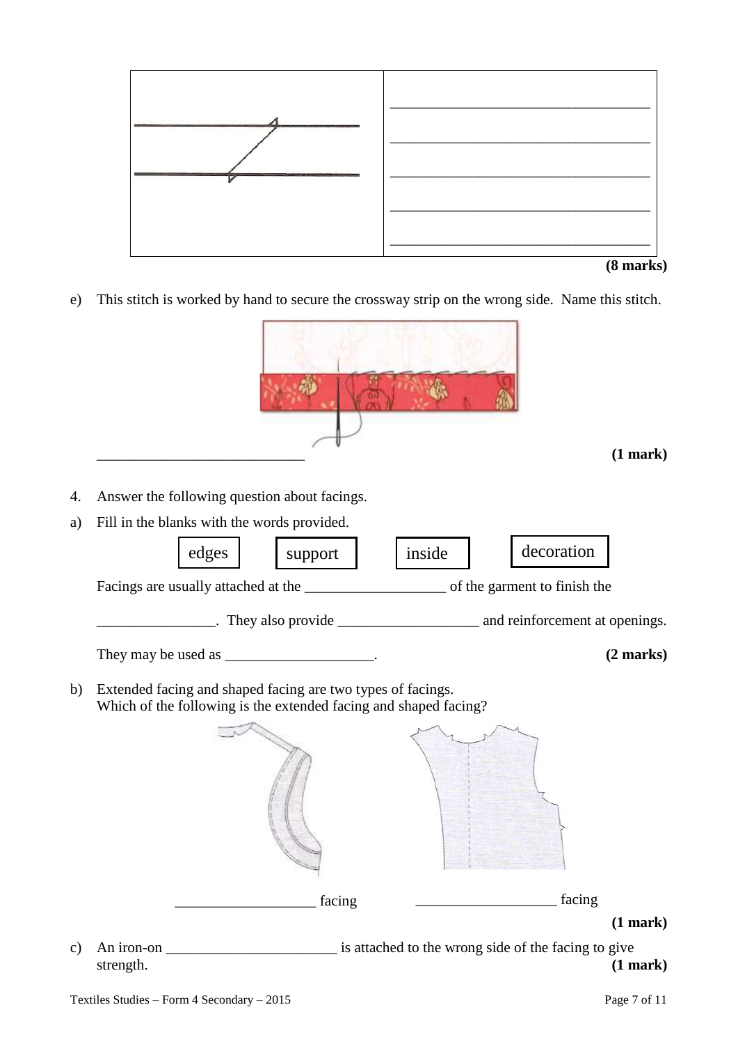| | |
|---|---|
| | \_\_\_\_\_\_\_\_\_\_\_\_\_\_\_\_\_\_\_\_\_\_\_\_\_\_\_\_\_\_\_\_ |
| | \_\_\_\_\_\_\_\_\_\_\_\_\_\_\_\_\_\_\_\_\_\_\_\_\_\_\_\_\_\_\_\_ |
| | \_\_\_\_\_\_\_\_\_\_\_\_\_\_\_\_\_\_\_\_\_\_\_\_\_\_\_\_\_\_\_\_ |
| | \_\_\_\_\_\_\_\_\_\_\_\_\_\_\_\_\_\_\_\_\_\_\_\_\_\_\_\_\_\_\_\_ |
| | \_\_\_\_\_\_\_\_\_\_\_\_\_\_\_\_\_\_\_\_\_\_\_\_\_\_\_\_\_\_\_\_ |

**(8 marks)**

e) This stitch is worked by hand to secure the crossway strip on the wrong side. Name this stitch.

\_\_\_\_\_\_\_\_\_\_\_\_\_\_\_\_\_\_\_\_\_\_\_\_\_\_\_\_ **(1 mark)**

4. Answer the following question about facings.

a) Fill in the blanks with the words provided.

edges | support | inside | decoration

Facings are usually attached at the \_\_\_\_\_\_\_\_\_\_\_\_\_\_\_\_\_\_\_ of the garment to finish the \_\_\_\_\_\_\_\_\_\_\_\_\_\_\_\_. They also provide \_\_\_\_\_\_\_\_\_\_\_\_\_\_\_\_\_\_\_ and reinforcement at openings. They may be used as \_\_\_\_\_\_\_\_\_\_\_\_\_\_\_\_\_\_\_\_. **(2 marks)**

b) Extended facing and shaped facing are two types of facings.
Which of the following is the extended facing and shaped facing?

\_\_\_\_\_\_\_\_\_\_\_\_\_\_\_\_\_\_\_ facing &nbsp;&nbsp;&nbsp;&nbsp; \_\_\_\_\_\_\_\_\_\_\_\_\_\_\_\_\_\_\_ facing

**(1 mark)**

c) An iron-on \_\_\_\_\_\_\_\_\_\_\_\_\_\_\_\_\_\_\_\_\_\_\_ is attached to the wrong side of the facing to give strength. **(1 mark)**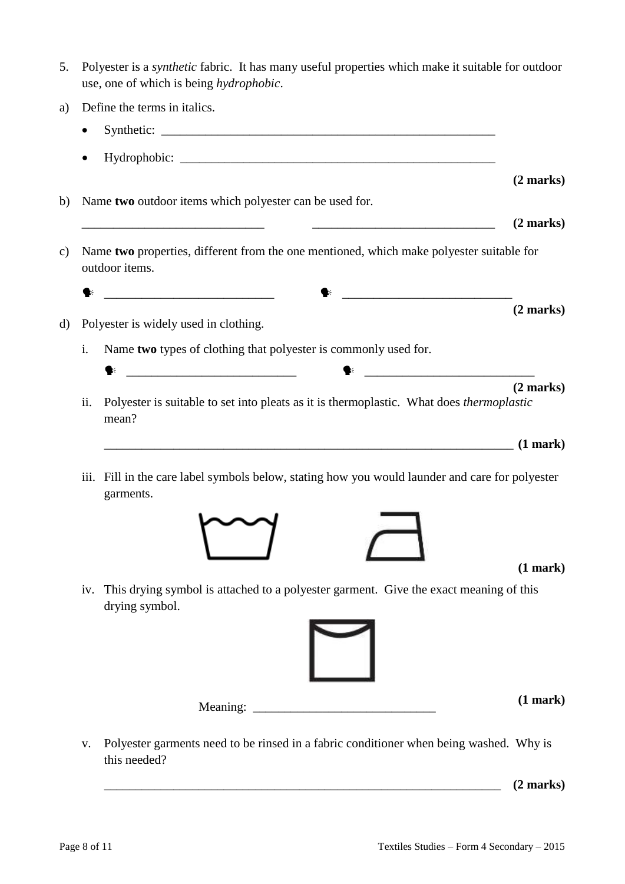5. Polyester is a *synthetic* fabric. It has many useful properties which make it suitable for outdoor use, one of which is being *hydrophobic*.

a) Define the terms in italics.

- Synthetic: _______________________________________________________
- Hydrophobic: ____________________________________________________

**(2 marks)**

b) Name **two** outdoor items which polyester can be used for.

_____________________________ _____________________________ **(2 marks)**

c) Name **two** properties, different from the one mentioned, which make polyester suitable for outdoor items.

- ___________________________ 
- ___________________________

**(2 marks)**

d) Polyester is widely used in clothing.

i. Name **two** types of clothing that polyester is commonly used for.

- ___________________________ 
- ___________________________

**(2 marks)**

ii. Polyester is suitable to set into pleats as it is thermoplastic. What does *thermoplastic* mean?

_________________________________________________________________ **(1 mark)**

iii. Fill in the care label symbols below, stating how you would launder and care for polyester garments.

**(1 mark)**

iv. This drying symbol is attached to a polyester garment. Give the exact meaning of this drying symbol.

Meaning: _____________________________ **(1 mark)**

v. Polyester garments need to be rinsed in a fabric conditioner when being washed. Why is this needed?

_______________________________________________________________ **(2 marks)**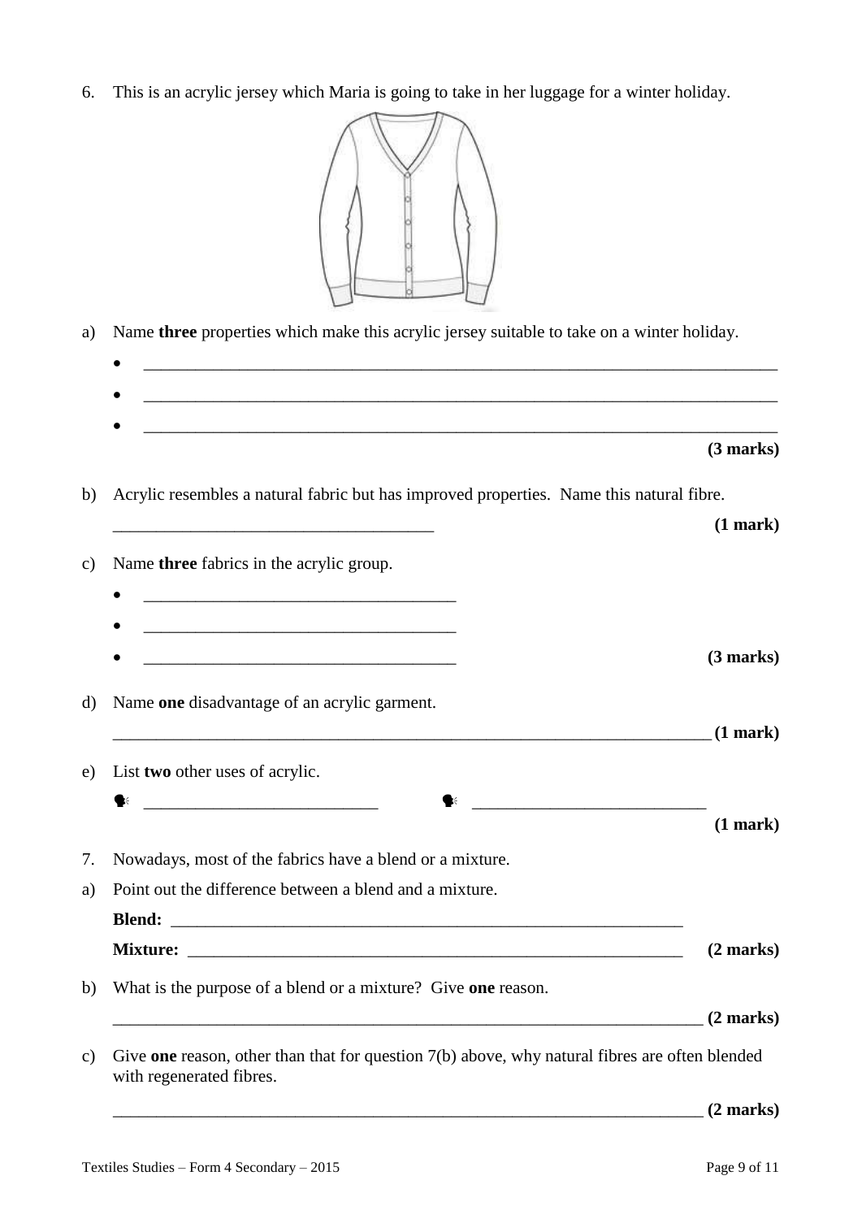6. This is an acrylic jersey which Maria is going to take in her luggage for a winter holiday.

a) Name **three** properties which make this acrylic jersey suitable to take on a winter holiday.

- ______________________________________________________________________
- ______________________________________________________________________
- ______________________________________________________________________

**(3 marks)**

b) Acrylic resembles a natural fabric but has improved properties. Name this natural fibre.

____________________________________ **(1 mark)**

c) Name **three** fabrics in the acrylic group.

- ____________________________________
- ____________________________________
- ____________________________________ **(3 marks)**

d) Name **one** disadvantage of an acrylic garment.

______________________________________________________________________ **(1 mark)**

e) List **two** other uses of acrylic.

- ___________________________
- ___________________________

**(1 mark)**

7. Nowadays, most of the fabrics have a blend or a mixture.

a) Point out the difference between a blend and a mixture.

**Blend:** ____________________________________________________________

**Mixture:** __________________________________________________________ **(2 marks)**

b) What is the purpose of a blend or a mixture? Give **one** reason.

______________________________________________________________________ **(2 marks)**

c) Give **one** reason, other than that for question 7(b) above, why natural fibres are often blended with regenerated fibres.

______________________________________________________________________ **(2 marks)**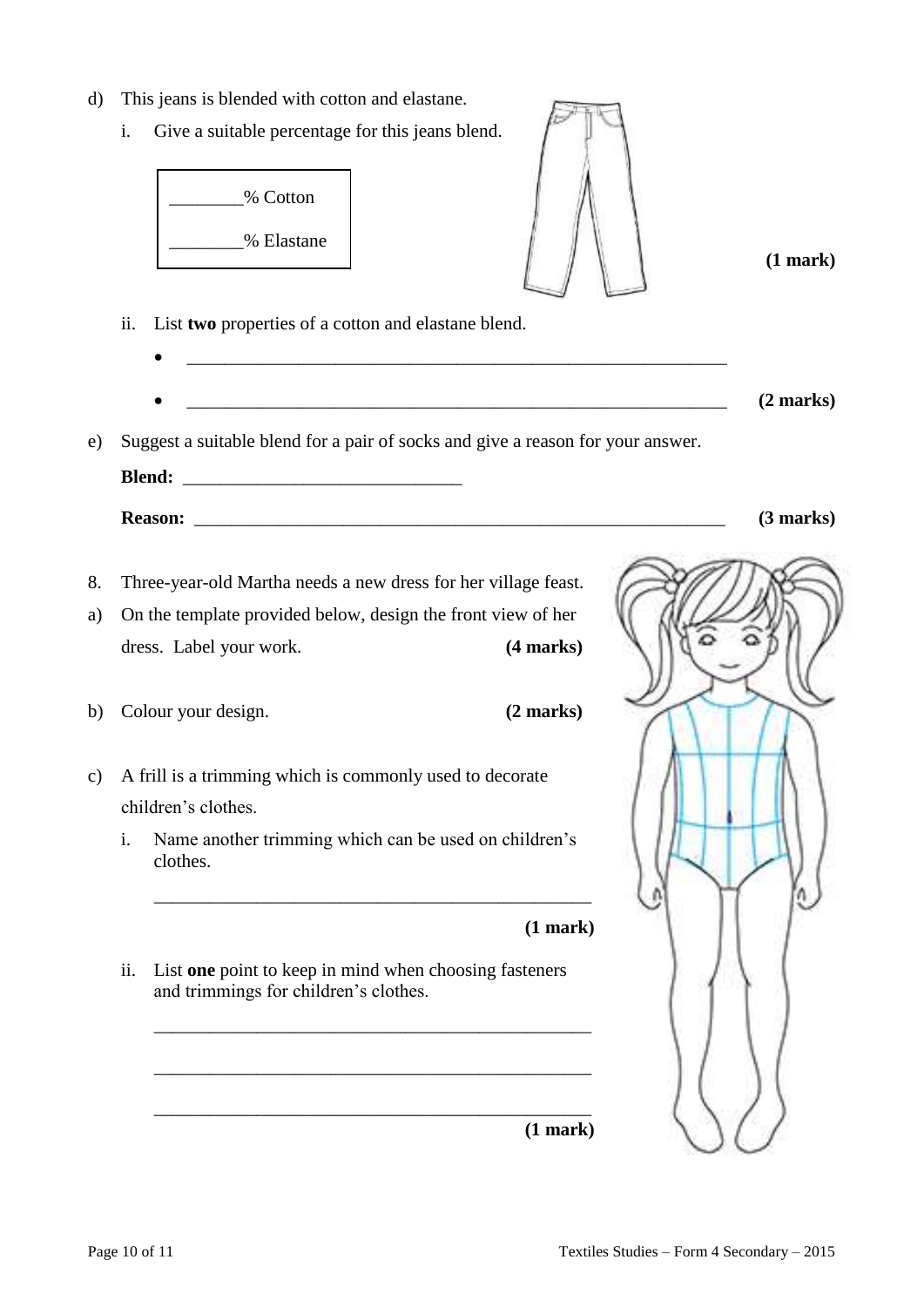d) This jeans is blended with cotton and elastane.

i. Give a suitable percentage for this jeans blend.

________% Cotton

________% Elastane

**(1 mark)**

ii. List **two** properties of a cotton and elastane blend.

- ____________________________________________________________
- ____________________________________________________________ **(2 marks)**

e) Suggest a suitable blend for a pair of socks and give a reason for your answer.

**Blend:** ______________________________

**Reason:** ____________________________________________________________ **(3 marks)**

8. Three-year-old Martha needs a new dress for her village feast.

a) On the template provided below, design the front view of her dress. Label your work. **(4 marks)**

b) Colour your design. **(2 marks)**

c) A frill is a trimming which is commonly used to decorate children's clothes.

i. Name another trimming which can be used on children's clothes.

_______________________________________________

**(1 mark)**

ii. List **one** point to keep in mind when choosing fasteners and trimmings for children's clothes.

_______________________________________________

_______________________________________________

_______________________________________________

**(1 mark)**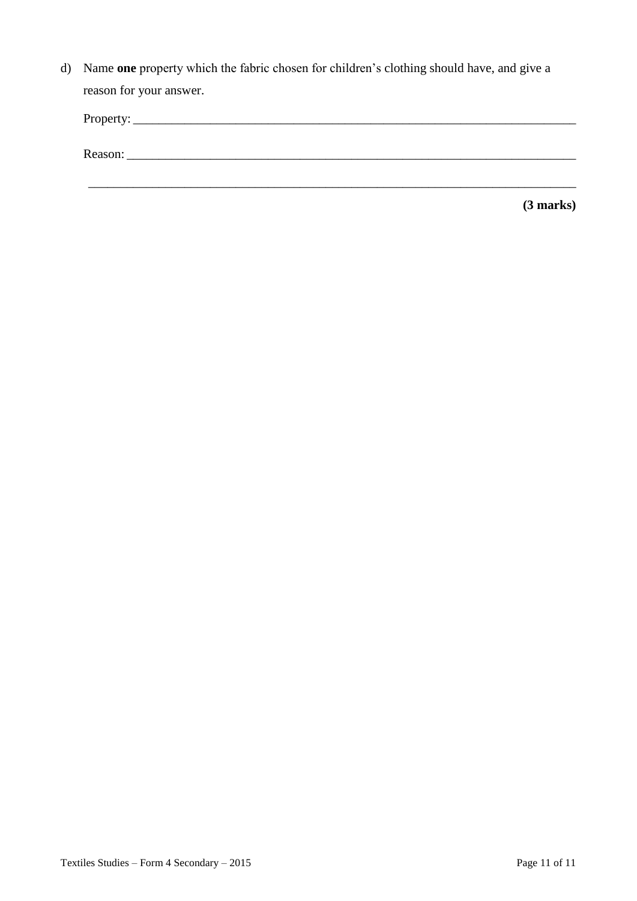d) Name **one** property which the fabric chosen for children's clothing should have, and give a reason for your answer.

Property: ____________________________________________________________________

Reason: ______________________________________________________________________

______________________________________________________________________________

**(3 marks)**